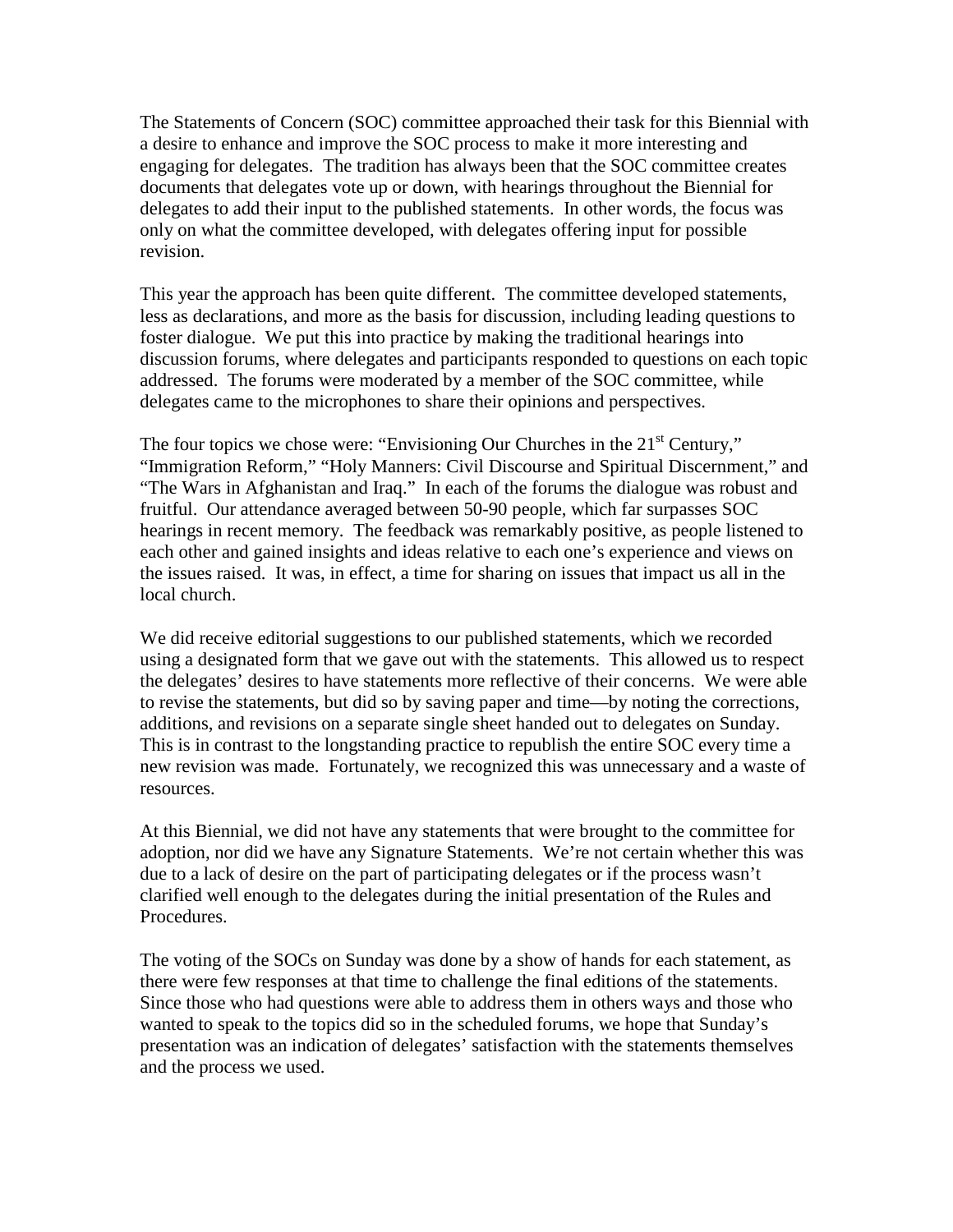The Statements of Concern (SOC) committee approached their task for this Biennial with a desire to enhance and improve the SOC process to make it more interesting and engaging for delegates. The tradition has always been that the SOC committee creates documents that delegates vote up or down, with hearings throughout the Biennial for delegates to add their input to the published statements. In other words, the focus was only on what the committee developed, with delegates offering input for possible revision.

This year the approach has been quite different. The committee developed statements, less as declarations, and more as the basis for discussion, including leading questions to foster dialogue. We put this into practice by making the traditional hearings into discussion forums, where delegates and participants responded to questions on each topic addressed. The forums were moderated by a member of the SOC committee, while delegates came to the microphones to share their opinions and perspectives.

The four topics we chose were: "Envisioning Our Churches in the 21st Century," "Immigration Reform," "Holy Manners: Civil Discourse and Spiritual Discernment," and "The Wars in Afghanistan and Iraq." In each of the forums the dialogue was robust and fruitful. Our attendance averaged between 50-90 people, which far surpasses SOC hearings in recent memory. The feedback was remarkably positive, as people listened to each other and gained insights and ideas relative to each one's experience and views on the issues raised. It was, in effect, a time for sharing on issues that impact us all in the local church.

We did receive editorial suggestions to our published statements, which we recorded using a designated form that we gave out with the statements. This allowed us to respect the delegates' desires to have statements more reflective of their concerns. We were able to revise the statements, but did so by saving paper and time—by noting the corrections, additions, and revisions on a separate single sheet handed out to delegates on Sunday. This is in contrast to the longstanding practice to republish the entire SOC every time a new revision was made. Fortunately, we recognized this was unnecessary and a waste of resources.

At this Biennial, we did not have any statements that were brought to the committee for adoption, nor did we have any Signature Statements. We're not certain whether this was due to a lack of desire on the part of participating delegates or if the process wasn't clarified well enough to the delegates during the initial presentation of the Rules and Procedures.

The voting of the SOCs on Sunday was done by a show of hands for each statement, as there were few responses at that time to challenge the final editions of the statements. Since those who had questions were able to address them in others ways and those who wanted to speak to the topics did so in the scheduled forums, we hope that Sunday's presentation was an indication of delegates' satisfaction with the statements themselves and the process we used.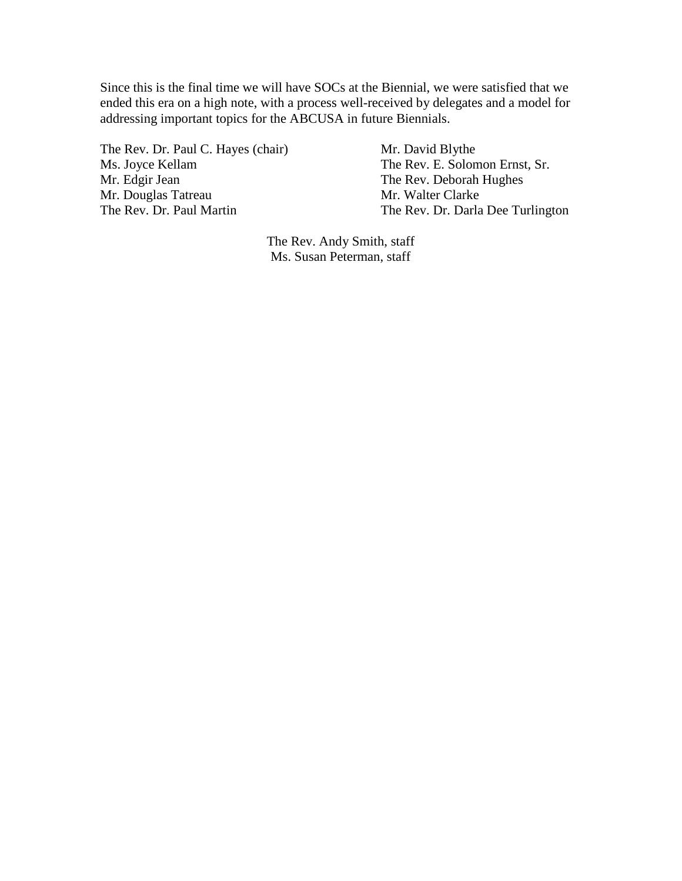Since this is the final time we will have SOCs at the Biennial, we were satisfied that we ended this era on a high note, with a process well-received by delegates and a model for addressing important topics for the ABCUSA in future Biennials.

The Rev. Dr. Paul C. Hayes (chair)
Ms. Joyce Kellam
Mr. Edgir Jean
Mr. Douglas Tatreau
The Rev. Dr. Paul Martin
Mr. David Blythe
The Rev. E. Solomon Ernst, Sr.
The Rev. Deborah Hughes
Mr. Walter Clarke
The Rev. Dr. Darla Dee Turlington

The Rev. Andy Smith, staff
Ms. Susan Peterman, staff